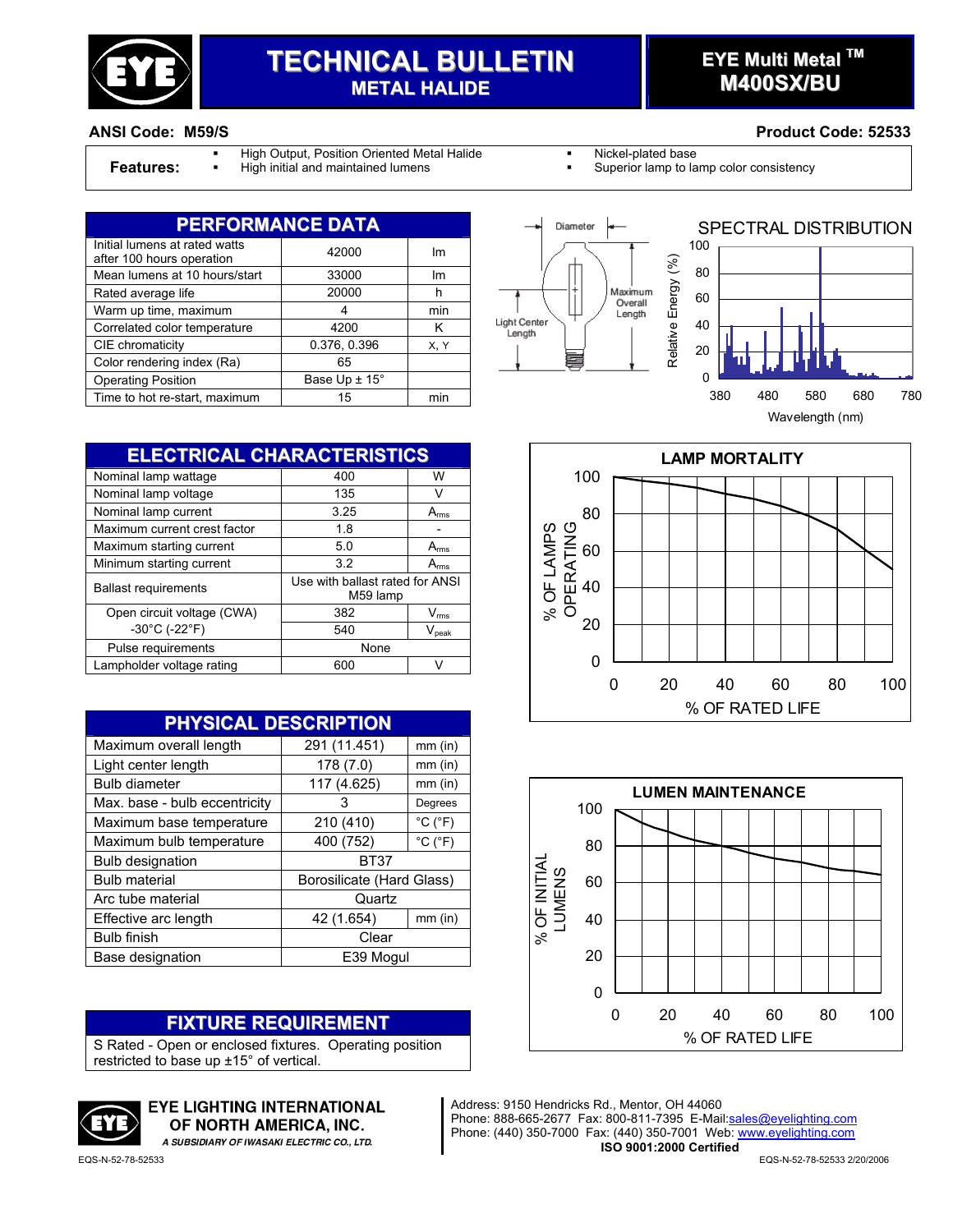# TECHNICAL BULLETIN
## METAL HALIDE

**EYE Multi Metal ™**
**M400SX/BU**

**ANSI Code: M59/S** | **Product Code: 52533**

**Features:**

- High Output, Position Oriented Metal Halide
- High initial and maintained lumens
- Nickel-plated base
- Superior lamp to lamp color consistency

## PERFORMANCE DATA

| | | |
|---|---|---|
| Initial lumens at rated watts after 100 hours operation | 42000 | lm |
| Mean lumens at 10 hours/start | 33000 | lm |
| Rated average life | 20000 | h |
| Warm up time, maximum | 4 | min |
| Correlated color temperature | 4200 | K |
| CIE chromaticity | 0.376, 0.396 | X, Y |
| Color rendering index (Ra) | 65 | |
| Operating Position | Base Up ± 15° | |
| Time to hot re-start, maximum | 15 | min |

## ELECTRICAL CHARACTERISTICS

| | | |
|---|---|---|
| Nominal lamp wattage | 400 | W |
| Nominal lamp voltage | 135 | V |
| Nominal lamp current | 3.25 | $A_{rms}$ |
| Maximum current crest factor | 1.8 | - |
| Maximum starting current | 5.0 | $A_{rms}$ |
| Minimum starting current | 3.2 | $A_{rms}$ |
| Ballast requirements | Use with ballast rated for ANSI M59 lamp | |
| Open circuit voltage (CWA) -30°C (-22°F) | 382 | $V_{rms}$ |
| | 540 | $V_{peak}$ |
| Pulse requirements | None | |
| Lampholder voltage rating | 600 | V |

## PHYSICAL DESCRIPTION

| | | |
|---|---|---|
| Maximum overall length | 291 (11.451) | mm (in) |
| Light center length | 178 (7.0) | mm (in) |
| Bulb diameter | 117 (4.625) | mm (in) |
| Max. base - bulb eccentricity | 3 | Degrees |
| Maximum base temperature | 210 (410) | °C (°F) |
| Maximum bulb temperature | 400 (752) | °C (°F) |
| Bulb designation | BT37 | |
| Bulb material | Borosilicate (Hard Glass) | |
| Arc tube material | Quartz | |
| Effective arc length | 42 (1.654) | mm (in) |
| Bulb finish | Clear | |
| Base designation | E39 Mogul | |

## FIXTURE REQUIREMENT

S Rated - Open or enclosed fixtures. Operating position restricted to base up ±15° of vertical.

Diameter · Maximum Overall Length · Light Center Length

**SPECTRAL DISTRIBUTION** (Relative Energy (%) vs. Wavelength (nm), 380–780)

**LAMP MORTALITY** (% OF LAMPS OPERATING vs. % OF RATED LIFE)

**LUMEN MAINTENANCE** (% OF INITIAL LUMENS vs. % OF RATED LIFE)

**EYE LIGHTING INTERNATIONAL OF NORTH AMERICA, INC.**
*A SUBSIDIARY OF IWASAKI ELECTRIC CO., LTD.*

Address: 9150 Hendricks Rd., Mentor, OH 44060
Phone: 888-665-2677 Fax: 800-811-7395 E-Mail: sales@eyelighting.com
Phone: (440) 350-7000 Fax: (440) 350-7001 Web: www.eyelighting.com
**ISO 9001:2000 Certified**

EQS-N-52-78-52533 · EQS-N-52-78-52533 2/20/2006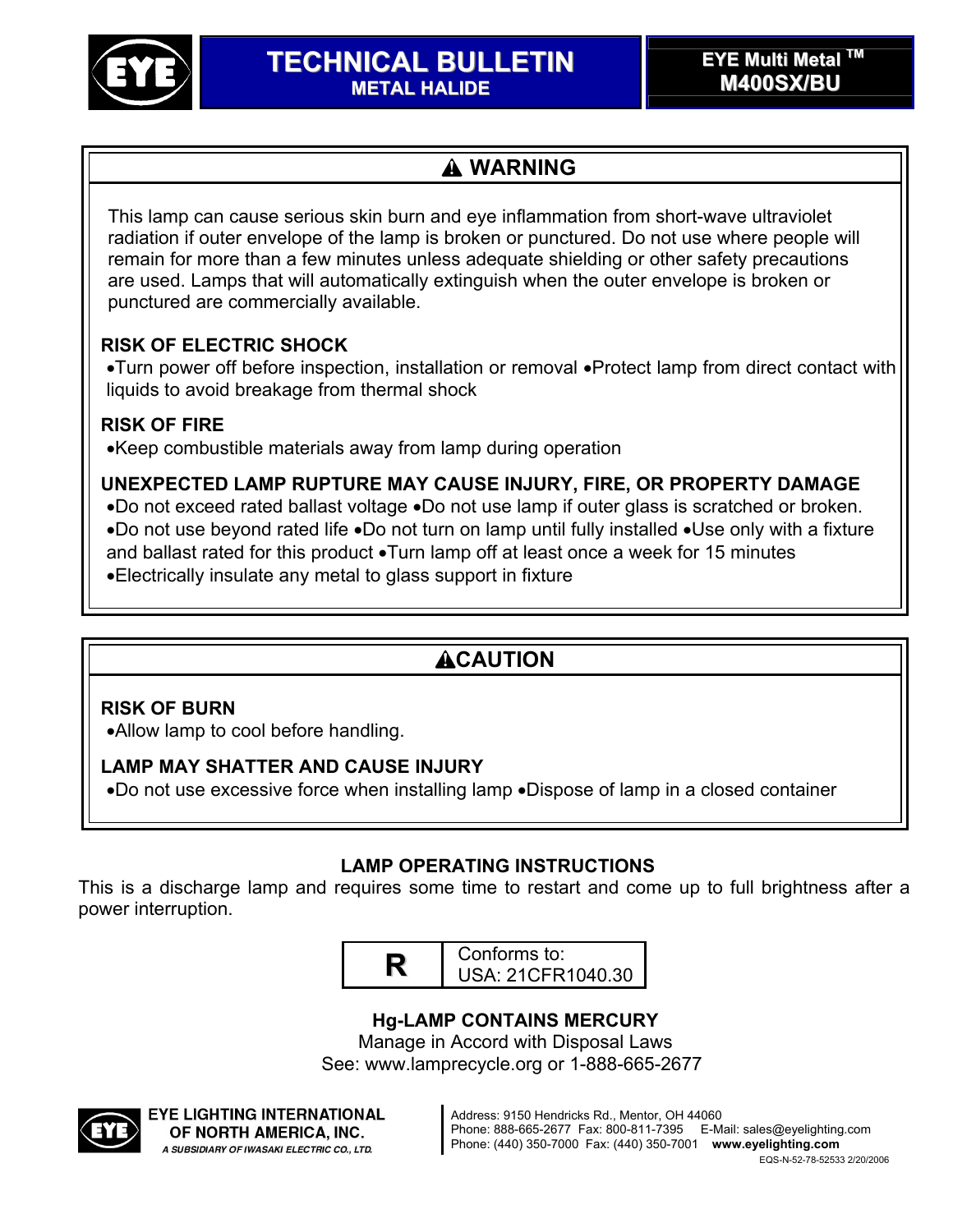# TECHNICAL BULLETIN
## METAL HALIDE

**EYE Multi Metal ™**
**M400SX/BU**

## ⚠ WARNING

This lamp can cause serious skin burn and eye inflammation from short-wave ultraviolet radiation if outer envelope of the lamp is broken or punctured. Do not use where people will remain for more than a few minutes unless adequate shielding or other safety precautions are used. Lamps that will automatically extinguish when the outer envelope is broken or punctured are commercially available.

**RISK OF ELECTRIC SHOCK**

•Turn power off before inspection, installation or removal •Protect lamp from direct contact with liquids to avoid breakage from thermal shock

**RISK OF FIRE**

•Keep combustible materials away from lamp during operation

**UNEXPECTED LAMP RUPTURE MAY CAUSE INJURY, FIRE, OR PROPERTY DAMAGE**

•Do not exceed rated ballast voltage •Do not use lamp if outer glass is scratched or broken. •Do not use beyond rated life •Do not turn on lamp until fully installed •Use only with a fixture and ballast rated for this product •Turn lamp off at least once a week for 15 minutes •Electrically insulate any metal to glass support in fixture

## ⚠CAUTION

**RISK OF BURN**

•Allow lamp to cool before handling.

**LAMP MAY SHATTER AND CAUSE INJURY**

•Do not use excessive force when installing lamp •Dispose of lamp in a closed container

**LAMP OPERATING INSTRUCTIONS**

This is a discharge lamp and requires some time to restart and come up to full brightness after a power interruption.

| | |
|---|---|
| **R** | Conforms to: USA: 21CFR1040.30 |

**Hg-LAMP CONTAINS MERCURY**

Manage in Accord with Disposal Laws

See: www.lamprecycle.org or 1-888-665-2677

**EYE LIGHTING INTERNATIONAL OF NORTH AMERICA, INC.**
*A SUBSIDIARY OF IWASAKI ELECTRIC CO., LTD.*

Address: 9150 Hendricks Rd., Mentor, OH 44060
Phone: 888-665-2677 Fax: 800-811-7395 E-Mail: sales@eyelighting.com
Phone: (440) 350-7000 Fax: (440) 350-7001 **www.eyelighting.com**
EQS-N-52-78-52533 2/20/2006